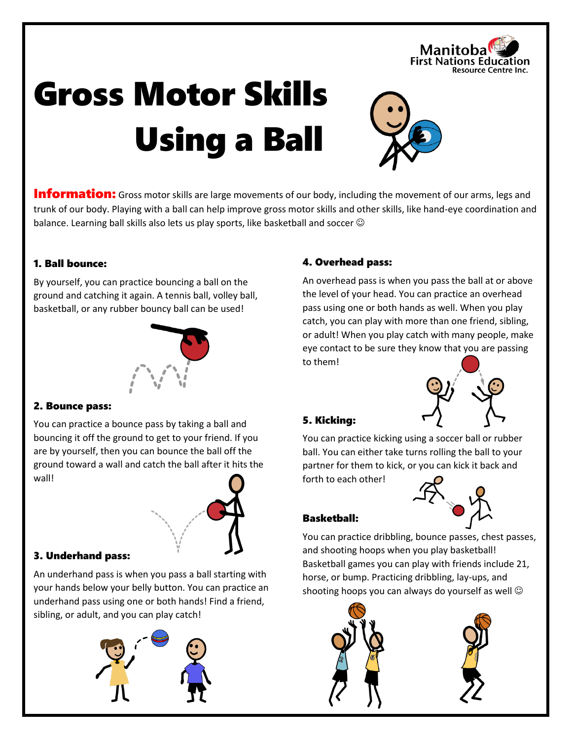Manitoba First Nations Education Resource Centre Inc.

# Gross Motor Skills Using a Ball

**Information:** Gross motor skills are large movements of our body, including the movement of our arms, legs and trunk of our body. Playing with a ball can help improve gross motor skills and other skills, like hand-eye coordination and balance. Learning ball skills also lets us play sports, like basketball and soccer ☺

### 1. Ball bounce:

By yourself, you can practice bouncing a ball on the ground and catching it again. A tennis ball, volley ball, basketball, or any rubber bouncy ball can be used!

### 2. Bounce pass:

You can practice a bounce pass by taking a ball and bouncing it off the ground to get to your friend. If you are by yourself, then you can bounce the ball off the ground toward a wall and catch the ball after it hits the wall!

### 3. Underhand pass:

An underhand pass is when you pass a ball starting with your hands below your belly button. You can practice an underhand pass using one or both hands! Find a friend, sibling, or adult, and you can play catch!

### 4. Overhead pass:

An overhead pass is when you pass the ball at or above the level of your head. You can practice an overhead pass using one or both hands as well. When you play catch, you can play with more than one friend, sibling, or adult! When you play catch with many people, make eye contact to be sure they know that you are passing to them!

### 5. Kicking:

You can practice kicking using a soccer ball or rubber ball. You can either take turns rolling the ball to your partner for them to kick, or you can kick it back and forth to each other!

### Basketball:

You can practice dribbling, bounce passes, chest passes, and shooting hoops when you play basketball! Basketball games you can play with friends include 21, horse, or bump. Practicing dribbling, lay-ups, and shooting hoops you can always do yourself as well ☺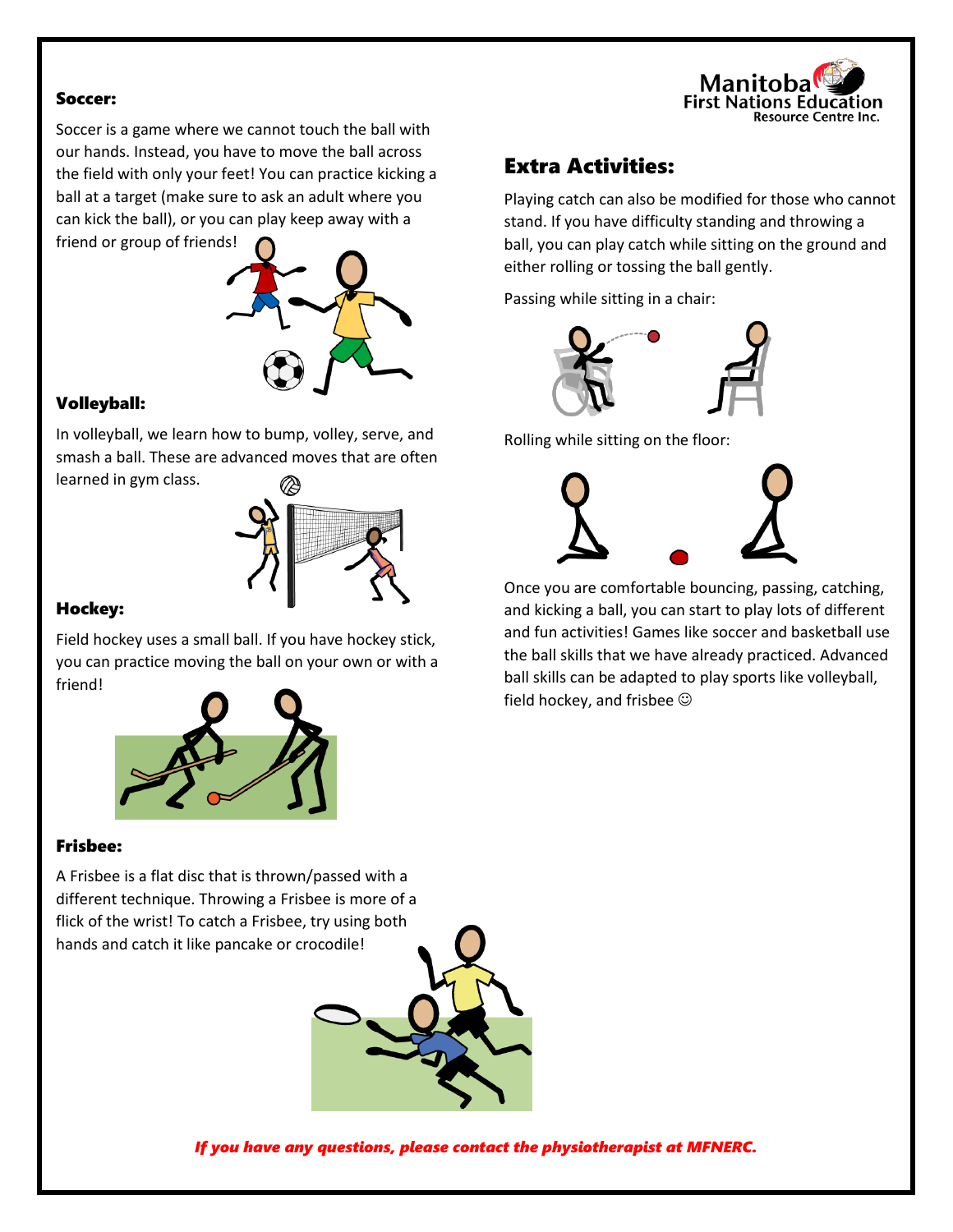## Soccer:

Soccer is a game where we cannot touch the ball with our hands. Instead, you have to move the ball across the field with only your feet! You can practice kicking a ball at a target (make sure to ask an adult where you can kick the ball), or you can play keep away with a friend or group of friends!

## Volleyball:

In volleyball, we learn how to bump, volley, serve, and smash a ball. These are advanced moves that are often learned in gym class.

## Hockey:

Field hockey uses a small ball. If you have hockey stick, you can practice moving the ball on your own or with a friend!

## Frisbee:

A Frisbee is a flat disc that is thrown/passed with a different technique. Throwing a Frisbee is more of a flick of the wrist! To catch a Frisbee, try using both hands and catch it like pancake or crocodile!

## Extra Activities:

Playing catch can also be modified for those who cannot stand. If you have difficulty standing and throwing a ball, you can play catch while sitting on the ground and either rolling or tossing the ball gently.

Passing while sitting in a chair:

Rolling while sitting on the floor:

Once you are comfortable bouncing, passing, catching, and kicking a ball, you can start to play lots of different and fun activities! Games like soccer and basketball use the ball skills that we have already practiced. Advanced ball skills can be adapted to play sports like volleyball, field hockey, and frisbee ☺

***If you have any questions, please contact the physiotherapist at MFNERC.***